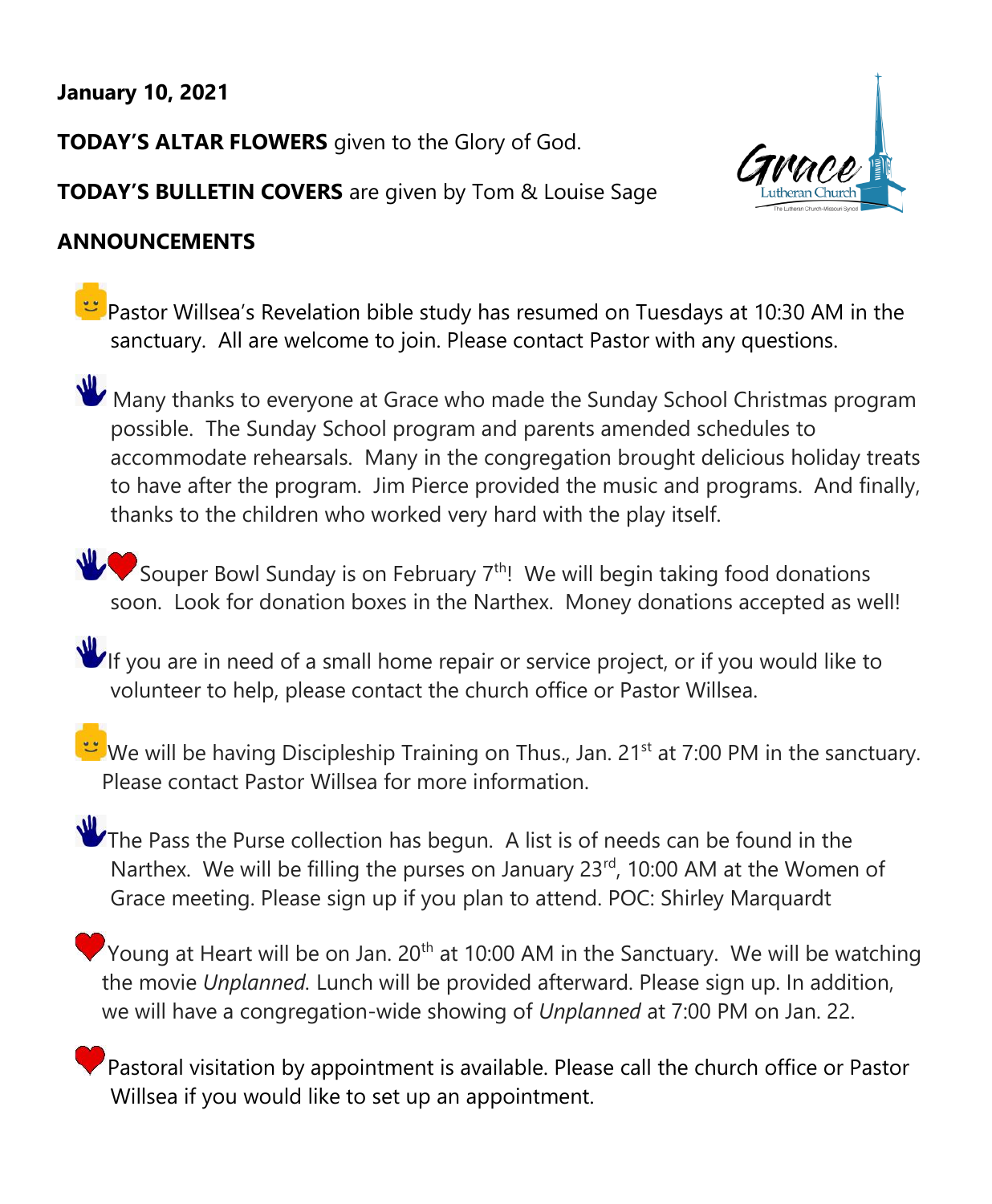**January 10, 2021**

**TODAY'S ALTAR FLOWERS** given to the Glory of God.

**TODAY'S BULLETIN COVERS** are given by Tom & Louise Sage

**ANNOUNCEMENTS**

- Pastor Willsea's Revelation bible study has resumed on Tuesdays at 10:30 AM in the sanctuary. All are welcome to join. Please contact Pastor with any questions.

- Many thanks to everyone at Grace who made the Sunday School Christmas program possible. The Sunday School program and parents amended schedules to accommodate rehearsals. Many in the congregation brought delicious holiday treats to have after the program. Jim Pierce provided the music and programs. And finally, thanks to the children who worked very hard with the play itself.

- Souper Bowl Sunday is on February 7th! We will begin taking food donations soon. Look for donation boxes in the Narthex. Money donations accepted as well!

- If you are in need of a small home repair or service project, or if you would like to volunteer to help, please contact the church office or Pastor Willsea.

- We will be having Discipleship Training on Thus., Jan. 21st at 7:00 PM in the sanctuary. Please contact Pastor Willsea for more information.

- The Pass the Purse collection has begun. A list is of needs can be found in the Narthex. We will be filling the purses on January 23rd, 10:00 AM at the Women of Grace meeting. Please sign up if you plan to attend. POC: Shirley Marquardt

- Young at Heart will be on Jan. 20th at 10:00 AM in the Sanctuary. We will be watching the movie *Unplanned*. Lunch will be provided afterward. Please sign up. In addition, we will have a congregation-wide showing of *Unplanned* at 7:00 PM on Jan. 22.

- Pastoral visitation by appointment is available. Please call the church office or Pastor Willsea if you would like to set up an appointment.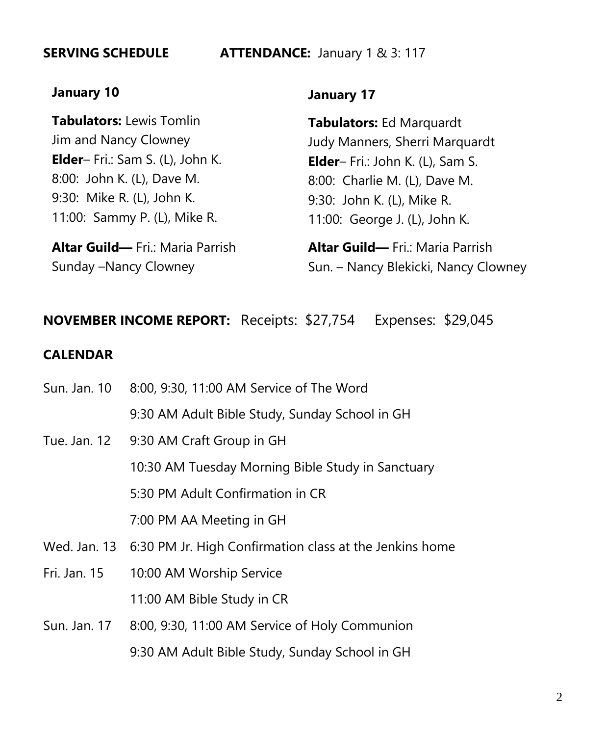**SERVING SCHEDULE** **ATTENDANCE:** January 1 & 3: 117

**January 10**

**Tabulators:** Lewis Tomlin
Jim and Nancy Clowney
**Elder**– Fri.: Sam S. (L), John K.
8:00: John K. (L), Dave M.
9:30: Mike R. (L), John K.
11:00: Sammy P. (L), Mike R.

**Altar Guild—** Fri.: Maria Parrish
Sunday –Nancy Clowney

**January 17**

**Tabulators:** Ed Marquardt
Judy Manners, Sherri Marquardt
**Elder**– Fri.: John K. (L), Sam S.
8:00: Charlie M. (L), Dave M.
9:30: John K. (L), Mike R.
11:00: George J. (L), John K.

**Altar Guild—** Fri.: Maria Parrish
Sun. – Nancy Blekicki, Nancy Clowney

**NOVEMBER INCOME REPORT:** Receipts: $27,754 Expenses: $29,045

**CALENDAR**

| | |
|---|---|
| Sun. Jan. 10 | 8:00, 9:30, 11:00 AM Service of The Word |
| | 9:30 AM Adult Bible Study, Sunday School in GH |
| Tue. Jan. 12 | 9:30 AM Craft Group in GH |
| | 10:30 AM Tuesday Morning Bible Study in Sanctuary |
| | 5:30 PM Adult Confirmation in CR |
| | 7:00 PM AA Meeting in GH |
| Wed. Jan. 13 | 6:30 PM Jr. High Confirmation class at the Jenkins home |
| Fri. Jan. 15 | 10:00 AM Worship Service |
| | 11:00 AM Bible Study in CR |
| Sun. Jan. 17 | 8:00, 9:30, 11:00 AM Service of Holy Communion |
| | 9:30 AM Adult Bible Study, Sunday School in GH |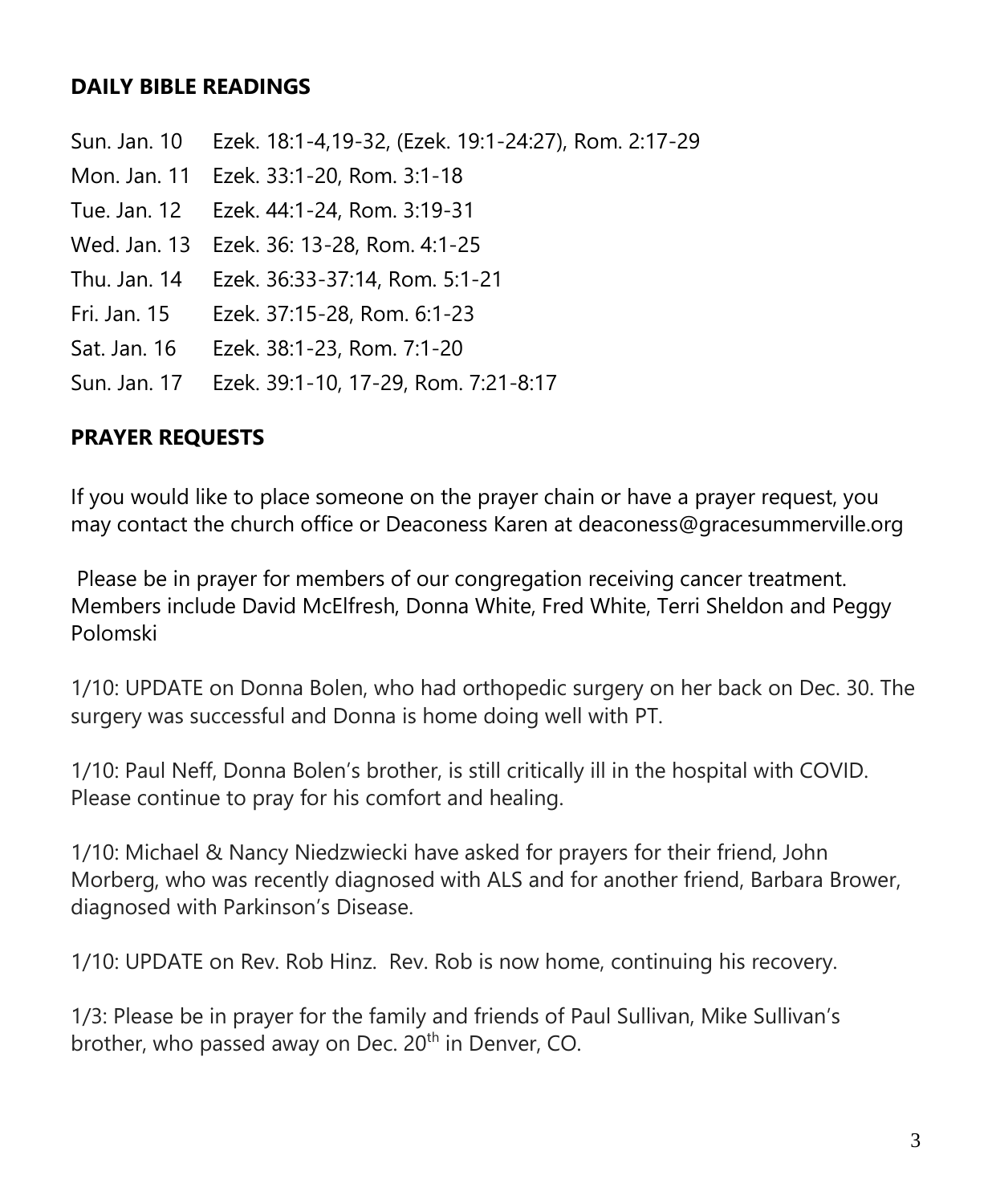## DAILY BIBLE READINGS

| | |
|---|---|
| Sun. Jan. 10 | Ezek. 18:1-4,19-32, (Ezek. 19:1-24:27), Rom. 2:17-29 |
| Mon. Jan. 11 | Ezek. 33:1-20, Rom. 3:1-18 |
| Tue. Jan. 12 | Ezek. 44:1-24, Rom. 3:19-31 |
| Wed. Jan. 13 | Ezek. 36: 13-28, Rom. 4:1-25 |
| Thu. Jan. 14 | Ezek. 36:33-37:14, Rom. 5:1-21 |
| Fri. Jan. 15 | Ezek. 37:15-28, Rom. 6:1-23 |
| Sat. Jan. 16 | Ezek. 38:1-23, Rom. 7:1-20 |
| Sun. Jan. 17 | Ezek. 39:1-10, 17-29, Rom. 7:21-8:17 |

## PRAYER REQUESTS

If you would like to place someone on the prayer chain or have a prayer request, you may contact the church office or Deaconess Karen at deaconess@gracesummerville.org

Please be in prayer for members of our congregation receiving cancer treatment. Members include David McElfresh, Donna White, Fred White, Terri Sheldon and Peggy Polomski

1/10: UPDATE on Donna Bolen, who had orthopedic surgery on her back on Dec. 30. The surgery was successful and Donna is home doing well with PT.

1/10: Paul Neff, Donna Bolen's brother, is still critically ill in the hospital with COVID. Please continue to pray for his comfort and healing.

1/10: Michael & Nancy Niedzwiecki have asked for prayers for their friend, John Morberg, who was recently diagnosed with ALS and for another friend, Barbara Brower, diagnosed with Parkinson's Disease.

1/10: UPDATE on Rev. Rob Hinz. Rev. Rob is now home, continuing his recovery.

1/3: Please be in prayer for the family and friends of Paul Sullivan, Mike Sullivan's brother, who passed away on Dec. 20th in Denver, CO.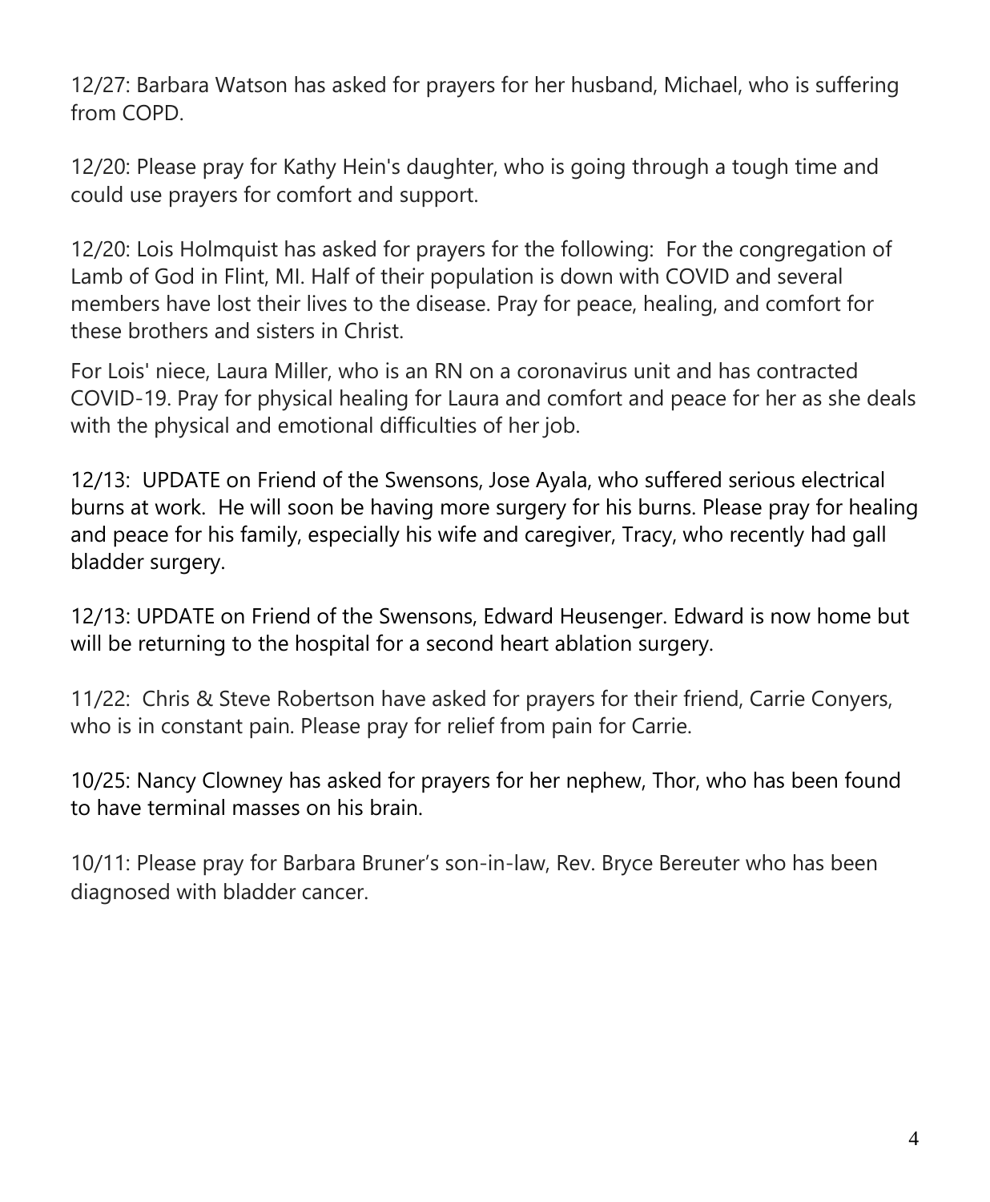12/27: Barbara Watson has asked for prayers for her husband, Michael, who is suffering from COPD.

12/20: Please pray for Kathy Hein's daughter, who is going through a tough time and could use prayers for comfort and support.

12/20: Lois Holmquist has asked for prayers for the following: For the congregation of Lamb of God in Flint, MI. Half of their population is down with COVID and several members have lost their lives to the disease. Pray for peace, healing, and comfort for these brothers and sisters in Christ.

For Lois' niece, Laura Miller, who is an RN on a coronavirus unit and has contracted COVID-19. Pray for physical healing for Laura and comfort and peace for her as she deals with the physical and emotional difficulties of her job.

12/13: UPDATE on Friend of the Swensons, Jose Ayala, who suffered serious electrical burns at work. He will soon be having more surgery for his burns. Please pray for healing and peace for his family, especially his wife and caregiver, Tracy, who recently had gall bladder surgery.

12/13: UPDATE on Friend of the Swensons, Edward Heusenger. Edward is now home but will be returning to the hospital for a second heart ablation surgery.

11/22: Chris & Steve Robertson have asked for prayers for their friend, Carrie Conyers, who is in constant pain. Please pray for relief from pain for Carrie.

10/25: Nancy Clowney has asked for prayers for her nephew, Thor, who has been found to have terminal masses on his brain.

10/11: Please pray for Barbara Bruner's son-in-law, Rev. Bryce Bereuter who has been diagnosed with bladder cancer.